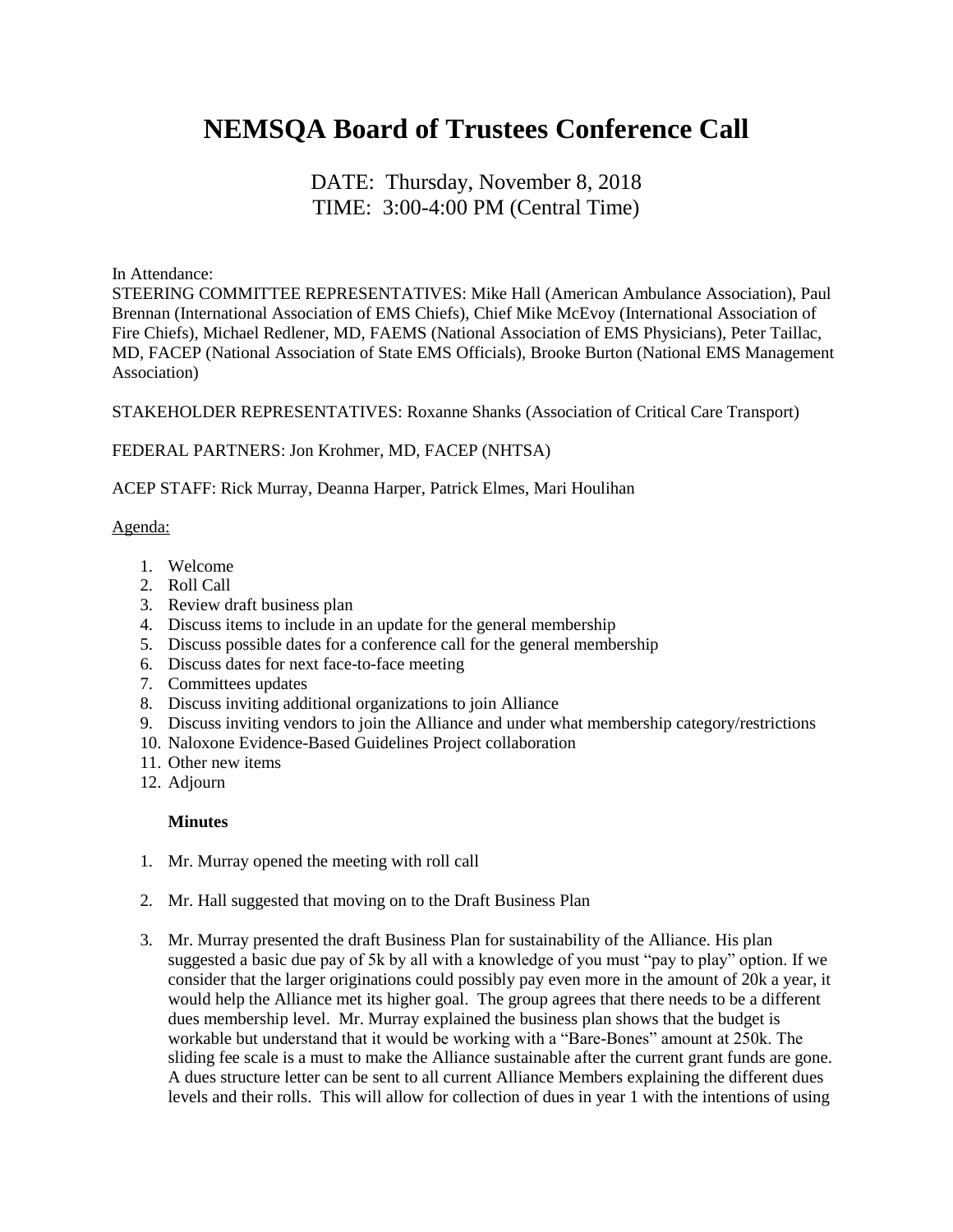# NEMSQA Board of Trustees Conference Call

DATE: Thursday, November 8, 2018
TIME: 3:00-4:00 PM (Central Time)

In Attendance:
STEERING COMMITTEE REPRESENTATIVES: Mike Hall (American Ambulance Association), Paul Brennan (International Association of EMS Chiefs), Chief Mike McEvoy (International Association of Fire Chiefs), Michael Redlener, MD, FAEMS (National Association of EMS Physicians), Peter Taillac, MD, FACEP (National Association of State EMS Officials), Brooke Burton (National EMS Management Association)

STAKEHOLDER REPRESENTATIVES: Roxanne Shanks (Association of Critical Care Transport)

FEDERAL PARTNERS: Jon Krohmer, MD, FACEP (NHTSA)

ACEP STAFF: Rick Murray, Deanna Harper, Patrick Elmes, Mari Houlihan

Agenda:

1. Welcome
2. Roll Call
3. Review draft business plan
4. Discuss items to include in an update for the general membership
5. Discuss possible dates for a conference call for the general membership
6. Discuss dates for next face-to-face meeting
7. Committees updates
8. Discuss inviting additional organizations to join Alliance
9. Discuss inviting vendors to join the Alliance and under what membership category/restrictions
10. Naloxone Evidence-Based Guidelines Project collaboration
11. Other new items
12. Adjourn

**Minutes**

1. Mr. Murray opened the meeting with roll call

2. Mr. Hall suggested that moving on to the Draft Business Plan

3. Mr. Murray presented the draft Business Plan for sustainability of the Alliance. His plan suggested a basic due pay of 5k by all with a knowledge of you must "pay to play" option. If we consider that the larger originations could possibly pay even more in the amount of 20k a year, it would help the Alliance met its higher goal. The group agrees that there needs to be a different dues membership level. Mr. Murray explained the business plan shows that the budget is workable but understand that it would be working with a "Bare-Bones" amount at 250k. The sliding fee scale is a must to make the Alliance sustainable after the current grant funds are gone. A dues structure letter can be sent to all current Alliance Members explaining the different dues levels and their rolls. This will allow for collection of dues in year 1 with the intentions of using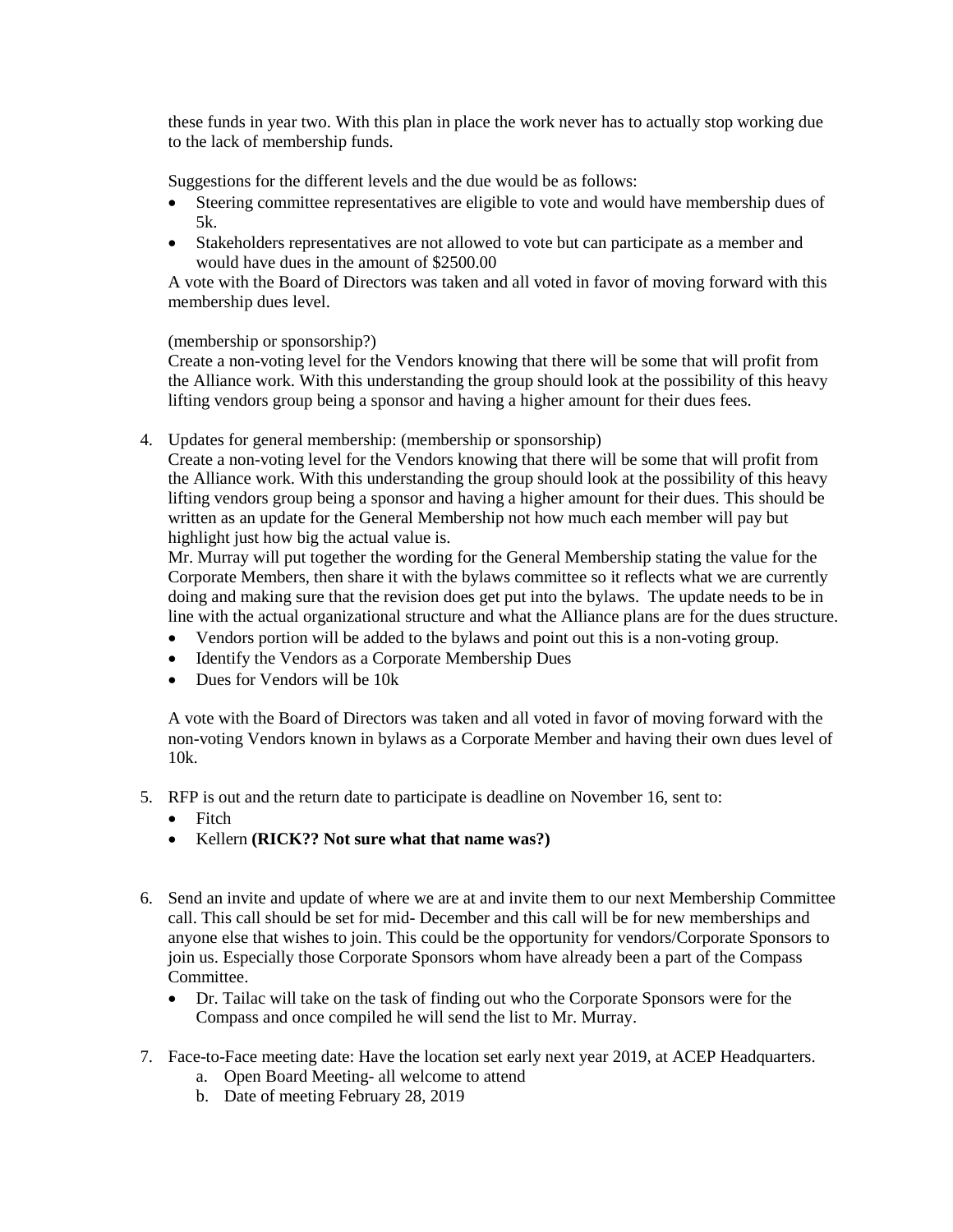these funds in year two. With this plan in place the work never has to actually stop working due to the lack of membership funds.

Suggestions for the different levels and the due would be as follows:

- Steering committee representatives are eligible to vote and would have membership dues of 5k.
- Stakeholders representatives are not allowed to vote but can participate as a member and would have dues in the amount of $2500.00

A vote with the Board of Directors was taken and all voted in favor of moving forward with this membership dues level.

(membership or sponsorship?)
Create a non-voting level for the Vendors knowing that there will be some that will profit from the Alliance work. With this understanding the group should look at the possibility of this heavy lifting vendors group being a sponsor and having a higher amount for their dues fees.

4. Updates for general membership: (membership or sponsorship)
   Create a non-voting level for the Vendors knowing that there will be some that will profit from the Alliance work. With this understanding the group should look at the possibility of this heavy lifting vendors group being a sponsor and having a higher amount for their dues. This should be written as an update for the General Membership not how much each member will pay but highlight just how big the actual value is.
   Mr. Murray will put together the wording for the General Membership stating the value for the Corporate Members, then share it with the bylaws committee so it reflects what we are currently doing and making sure that the revision does get put into the bylaws. The update needs to be in line with the actual organizational structure and what the Alliance plans are for the dues structure.
   - Vendors portion will be added to the bylaws and point out this is a non-voting group.
   - Identify the Vendors as a Corporate Membership Dues
   - Dues for Vendors will be 10k

   A vote with the Board of Directors was taken and all voted in favor of moving forward with the non-voting Vendors known in bylaws as a Corporate Member and having their own dues level of 10k.

5. RFP is out and the return date to participate is deadline on November 16, sent to:
   - Fitch
   - Kellern **(RICK?? Not sure what that name was?)**

6. Send an invite and update of where we are at and invite them to our next Membership Committee call. This call should be set for mid- December and this call will be for new memberships and anyone else that wishes to join. This could be the opportunity for vendors/Corporate Sponsors to join us. Especially those Corporate Sponsors whom have already been a part of the Compass Committee.
   - Dr. Tailac will take on the task of finding out who the Corporate Sponsors were for the Compass and once compiled he will send the list to Mr. Murray.

7. Face-to-Face meeting date: Have the location set early next year 2019, at ACEP Headquarters.
   a. Open Board Meeting- all welcome to attend
   b. Date of meeting February 28, 2019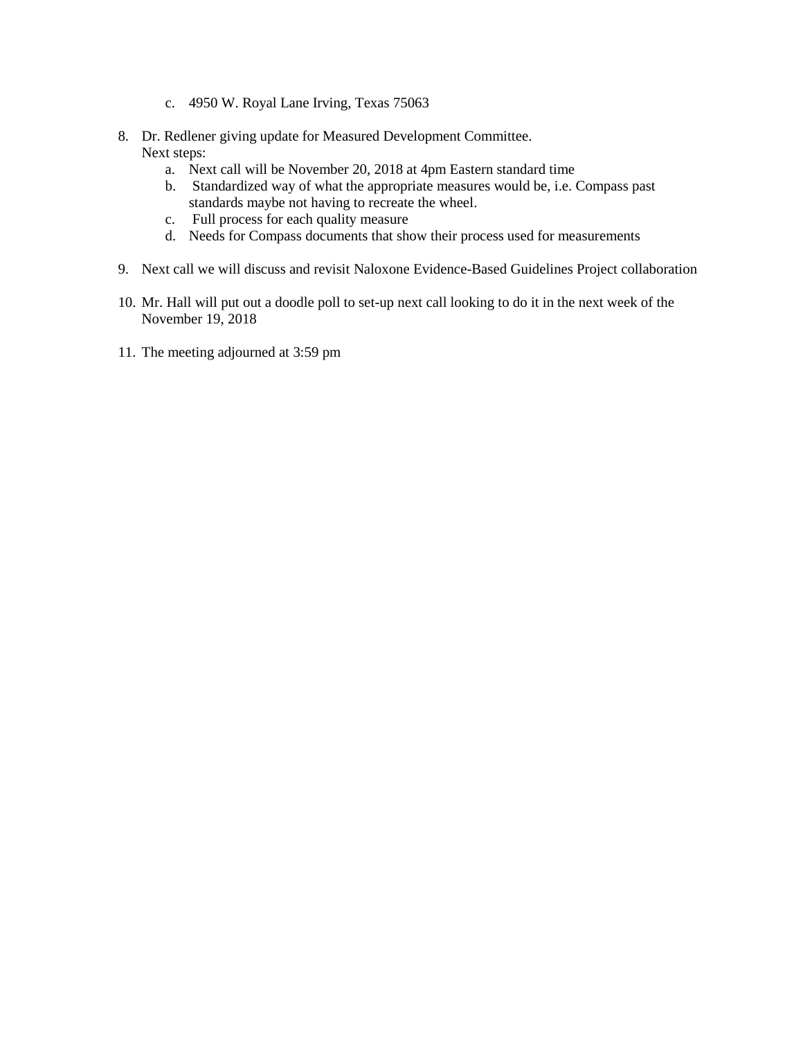c. 4950 W. Royal Lane Irving, Texas 75063

8. Dr. Redlener giving update for Measured Development Committee.
   Next steps:
   a. Next call will be November 20, 2018 at 4pm Eastern standard time
   b. Standardized way of what the appropriate measures would be, i.e. Compass past standards maybe not having to recreate the wheel.
   c. Full process for each quality measure
   d. Needs for Compass documents that show their process used for measurements

9. Next call we will discuss and revisit Naloxone Evidence-Based Guidelines Project collaboration

10. Mr. Hall will put out a doodle poll to set-up next call looking to do it in the next week of the November 19, 2018

11. The meeting adjourned at 3:59 pm